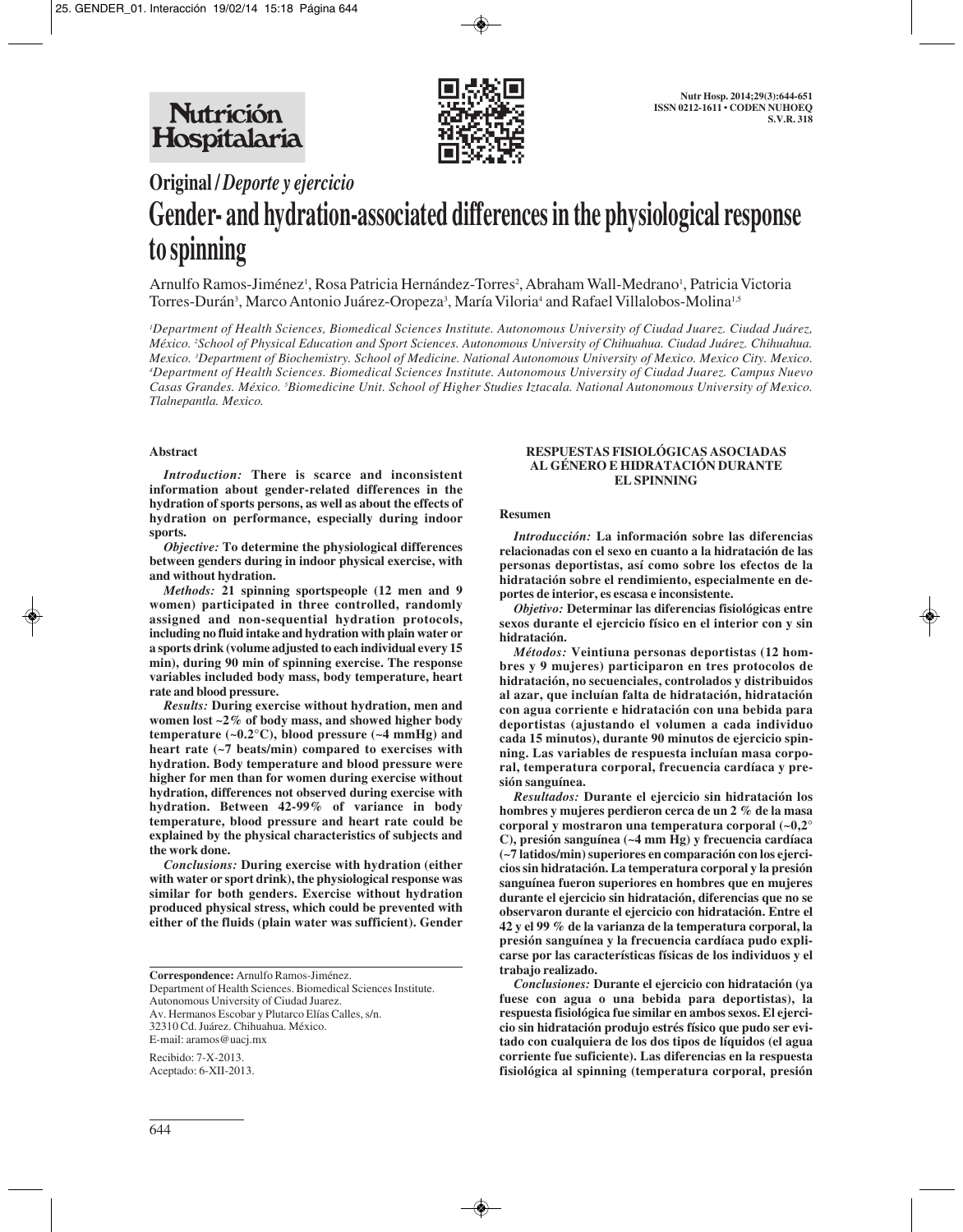**Original / *Deporte y ejercicio***

# Gender- and hydration-associated differences in the physiological response to spinning

Arnulfo Ramos-Jiménez[1], Rosa Patricia Hernández-Torres[2], Abraham Wall-Medrano[1], Patricia Victoria Torres-Durán[3], Marco Antonio Juárez-Oropeza[3], María Viloria[4] and Rafael Villalobos-Molina[1,5]

*[1]Department of Health Sciences, Biomedical Sciences Institute. Autonomous University of Ciudad Juarez. Ciudad Juárez, México. [2]School of Physical Education and Sport Sciences. Autonomous University of Chihuahua. Ciudad Juárez. Chihuahua. Mexico. [3]Department of Biochemistry. School of Medicine. National Autonomous University of Mexico. Mexico City. Mexico. [4]Department of Health Sciences. Biomedical Sciences Institute. Autonomous University of Ciudad Juarez. Campus Nuevo Casas Grandes. México. [5]Biomedicine Unit. School of Higher Studies Iztacala. National Autonomous University of Mexico. Tlalnepantla. Mexico.*

## Abstract

***Introduction:*** **There is scarce and inconsistent information about gender-related differences in the hydration of sports persons, as well as about the effects of hydration on performance, especially during indoor sports.**

***Objective:*** **To determine the physiological differences between genders during in indoor physical exercise, with and without hydration.**

***Methods:*** **21 spinning sportspeople (12 men and 9 women) participated in three controlled, randomly assigned and non-sequential hydration protocols, including no fluid intake and hydration with plain water or a sports drink (volume adjusted to each individual every 15 min), during 90 min of spinning exercise. The response variables included body mass, body temperature, heart rate and blood pressure.**

***Results:*** **During exercise without hydration, men and women lost ~2% of body mass, and showed higher body temperature (~0.2°C), blood pressure (~4 mmHg) and heart rate (~7 beats/min) compared to exercises with hydration. Body temperature and blood pressure were higher for men than for women during exercise without hydration, differences not observed during exercise with hydration. Between 42-99% of variance in body temperature, blood pressure and heart rate could be explained by the physical characteristics of subjects and the work done.**

***Conclusions:*** **During exercise with hydration (either with water or sport drink), the physiological response was similar for both genders. Exercise without hydration produced physical stress, which could be prevented with either of the fluids (plain water was sufficient). Gender**

**Correspondence:** Arnulfo Ramos-Jiménez.
Department of Health Sciences. Biomedical Sciences Institute.
Autonomous University of Ciudad Juarez.
Av. Hermanos Escobar y Plutarco Elías Calles, s/n.
32310 Cd. Juárez. Chihuahua. México.
E-mail: aramos@uacj.mx

Recibido: 7-X-2013.
Aceptado: 6-XII-2013.

## RESPUESTAS FISIOLÓGICAS ASOCIADAS AL GÉNERO E HIDRATACIÓN DURANTE EL SPINNING

### Resumen

***Introducción:*** **La información sobre las diferencias relacionadas con el sexo en cuanto a la hidratación de las personas deportistas, así como sobre los efectos de la hidratación sobre el rendimiento, especialmente en deportes de interior, es escasa e inconsistente.**

***Objetivo:*** **Determinar las diferencias fisiológicas entre sexos durante el ejercicio físico en el interior con y sin hidratación.**

***Métodos:*** **Veintiuna personas deportistas (12 hombres y 9 mujeres) participaron en tres protocolos de hidratación, no secuenciales, controlados y distribuidos al azar, que incluían falta de hidratación, hidratación con agua corriente e hidratación con una bebida para deportistas (ajustando el volumen a cada individuo cada 15 minutos), durante 90 minutos de ejercicio spinning. Las variables de respuesta incluían masa corporal, temperatura corporal, frecuencia cardíaca y presión sanguínea.**

***Resultados:*** **Durante el ejercicio sin hidratación los hombres y mujeres perdieron cerca de un 2 % de la masa corporal y mostraron una temperatura corporal (~0,2° C), presión sanguínea (~4 mm Hg) y frecuencia cardíaca (~7 latidos/min) superiores en comparación con los ejercicios sin hidratación. La temperatura corporal y la presión sanguínea fueron superiores en hombres que en mujeres durante el ejercicio sin hidratación, diferencias que no se observaron durante el ejercicio con hidratación. Entre el 42 y el 99 % de la varianza de la temperatura corporal, la presión sanguínea y la frecuencia cardíaca pudo explicarse por las características físicas de los individuos y el trabajo realizado.**

***Conclusiones:*** **Durante el ejercicio con hidratación (ya fuese con agua o una bebida para deportistas), la respuesta fisiológica fue similar en ambos sexos. El ejercicio sin hidratación produjo estrés físico que pudo ser evitado con cualquiera de los dos tipos de líquidos (el agua corriente fue suficiente). Las diferencias en la respuesta fisiológica al spinning (temperatura corporal, presión**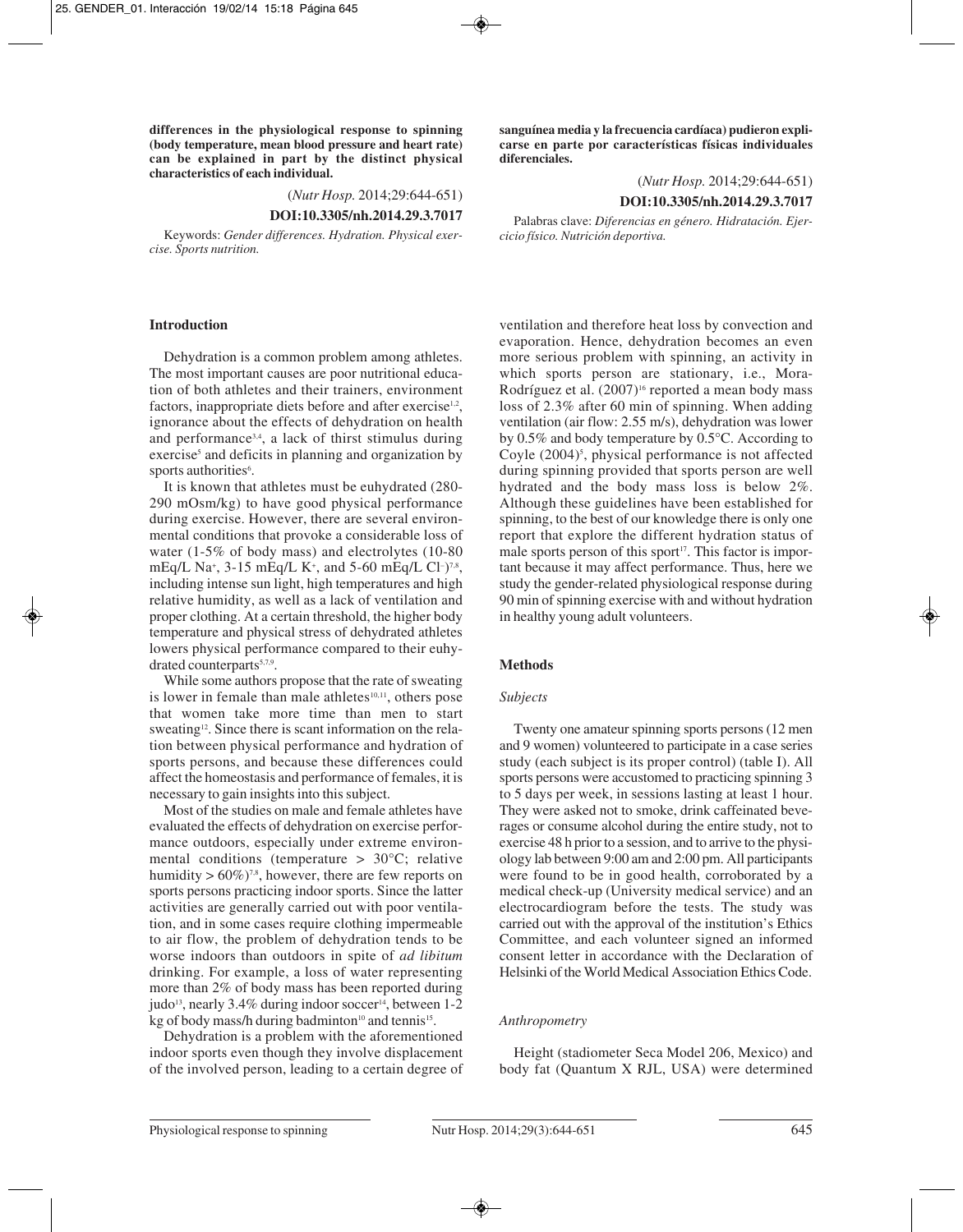**differences in the physiological response to spinning (body temperature, mean blood pressure and heart rate) can be explained in part by the distinct physical characteristics of each individual.**

(*Nutr Hosp.* 2014;29:644-651)

**DOI:10.3305/nh.2014.29.3.7017**

Keywords: *Gender differences. Hydration. Physical exercise. Sports nutrition.*

**sanguínea media y la frecuencia cardíaca) pudieron explicarse en parte por características físicas individuales diferenciales.**

(*Nutr Hosp.* 2014;29:644-651)

**DOI:10.3305/nh.2014.29.3.7017**

Palabras clave: *Diferencias en género. Hidratación. Ejercicio físico. Nutrición deportiva.*

## Introduction

Dehydration is a common problem among athletes. The most important causes are poor nutritional education of both athletes and their trainers, environment factors, inappropriate diets before and after exercise[1,2], ignorance about the effects of dehydration on health and performance[3,4], a lack of thirst stimulus during exercise[5] and deficits in planning and organization by sports authorities[6].

It is known that athletes must be euhydrated (280-290 mOsm/kg) to have good physical performance during exercise. However, there are several environmental conditions that provoke a considerable loss of water (1-5% of body mass) and electrolytes (10-80 mEq/L $Na^+$, 3-15 mEq/L $K^+$, and 5-60 mEq/L $Cl^-$)[7,8], including intense sun light, high temperatures and high relative humidity, as well as a lack of ventilation and proper clothing. At a certain threshold, the higher body temperature and physical stress of dehydrated athletes lowers physical performance compared to their euhydrated counterparts[5,7,9].

While some authors propose that the rate of sweating is lower in female than male athletes[10,11], others pose that women take more time than men to start sweating[12]. Since there is scant information on the relation between physical performance and hydration of sports persons, and because these differences could affect the homeostasis and performance of females, it is necessary to gain insights into this subject.

Most of the studies on male and female athletes have evaluated the effects of dehydration on exercise performance outdoors, especially under extreme environmental conditions (temperature > 30°C; relative humidity > 60%)[7,8], however, there are few reports on sports persons practicing indoor sports. Since the latter activities are generally carried out with poor ventilation, and in some cases require clothing impermeable to air flow, the problem of dehydration tends to be worse indoors than outdoors in spite of *ad libitum* drinking. For example, a loss of water representing more than 2% of body mass has been reported during judo[13], nearly 3.4% during indoor soccer[14], between 1-2 kg of body mass/h during badminton[10] and tennis[15].

Dehydration is a problem with the aforementioned indoor sports even though they involve displacement of the involved person, leading to a certain degree of ventilation and therefore heat loss by convection and evaporation. Hence, dehydration becomes an even more serious problem with spinning, an activity in which sports person are stationary, i.e., Mora-Rodríguez et al. (2007)[16] reported a mean body mass loss of 2.3% after 60 min of spinning. When adding ventilation (air flow: 2.55 m/s), dehydration was lower by 0.5% and body temperature by 0.5°C. According to Coyle (2004)[5], physical performance is not affected during spinning provided that sports person are well hydrated and the body mass loss is below 2%. Although these guidelines have been established for spinning, to the best of our knowledge there is only one report that explore the different hydration status of male sports person of this sport[17]. This factor is important because it may affect performance. Thus, here we study the gender-related physiological response during 90 min of spinning exercise with and without hydration in healthy young adult volunteers.

## Methods

### *Subjects*

Twenty one amateur spinning sports persons (12 men and 9 women) volunteered to participate in a case series study (each subject is its proper control) (table I). All sports persons were accustomed to practicing spinning 3 to 5 days per week, in sessions lasting at least 1 hour. They were asked not to smoke, drink caffeinated beverages or consume alcohol during the entire study, not to exercise 48 h prior to a session, and to arrive to the physiology lab between 9:00 am and 2:00 pm. All participants were found to be in good health, corroborated by a medical check-up (University medical service) and an electrocardiogram before the tests. The study was carried out with the approval of the institution's Ethics Committee, and each volunteer signed an informed consent letter in accordance with the Declaration of Helsinki of the World Medical Association Ethics Code.

### *Anthropometry*

Height (stadiometer Seca Model 206, Mexico) and body fat (Quantum X RJL, USA) were determined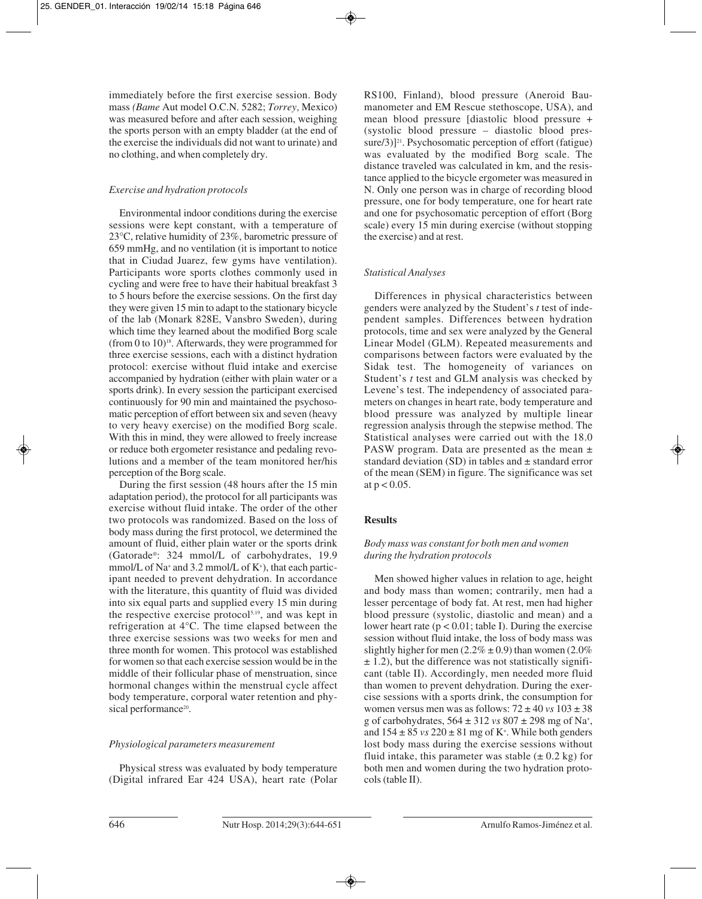immediately before the first exercise session. Body mass *(Bame* Aut model O.C.N. 5282; *Torrey,* Mexico) was measured before and after each session, weighing the sports person with an empty bladder (at the end of the exercise the individuals did not want to urinate) and no clothing, and when completely dry.

### *Exercise and hydration protocols*

Environmental indoor conditions during the exercise sessions were kept constant, with a temperature of 23°C, relative humidity of 23%, barometric pressure of 659 mmHg, and no ventilation (it is important to notice that in Ciudad Juarez, few gyms have ventilation). Participants wore sports clothes commonly used in cycling and were free to have their habitual breakfast 3 to 5 hours before the exercise sessions. On the first day they were given 15 min to adapt to the stationary bicycle of the lab (Monark 828E, Vansbro Sweden), during which time they learned about the modified Borg scale (from 0 to 10)[18]. Afterwards, they were programmed for three exercise sessions, each with a distinct hydration protocol: exercise without fluid intake and exercise accompanied by hydration (either with plain water or a sports drink). In every session the participant exercised continuously for 90 min and maintained the psychosomatic perception of effort between six and seven (heavy to very heavy exercise) on the modified Borg scale. With this in mind, they were allowed to freely increase or reduce both ergometer resistance and pedaling revolutions and a member of the team monitored her/his perception of the Borg scale.

During the first session (48 hours after the 15 min adaptation period), the protocol for all participants was exercise without fluid intake. The order of the other two protocols was randomized. Based on the loss of body mass during the first protocol, we determined the amount of fluid, either plain water or the sports drink (Gatorade®: 324 mmol/L of carbohydrates, 19.9 mmol/L of $Na^+$ and 3.2 mmol/L of $K^+$), that each participant needed to prevent dehydration. In accordance with the literature, this quantity of fluid was divided into six equal parts and supplied every 15 min during the respective exercise protocol[5,19], and was kept in refrigeration at 4°C. The time elapsed between the three exercise sessions was two weeks for men and three month for women. This protocol was established for women so that each exercise session would be in the middle of their follicular phase of menstruation, since hormonal changes within the menstrual cycle affect body temperature, corporal water retention and physical performance[20].

### *Physiological parameters measurement*

Physical stress was evaluated by body temperature (Digital infrared Ear 424 USA), heart rate (Polar RS100, Finland), blood pressure (Aneroid Baumanometer and EM Rescue stethoscope, USA), and mean blood pressure [diastolic blood pressure + (systolic blood pressure – diastolic blood pressure/3)][21]. Psychosomatic perception of effort (fatigue) was evaluated by the modified Borg scale. The distance traveled was calculated in km, and the resistance applied to the bicycle ergometer was measured in N. Only one person was in charge of recording blood pressure, one for body temperature, one for heart rate and one for psychosomatic perception of effort (Borg scale) every 15 min during exercise (without stopping the exercise) and at rest.

### *Statistical Analyses*

Differences in physical characteristics between genders were analyzed by the Student's *t* test of independent samples. Differences between hydration protocols, time and sex were analyzed by the General Linear Model (GLM). Repeated measurements and comparisons between factors were evaluated by the Sidak test. The homogeneity of variances on Student's *t* test and GLM analysis was checked by Levene's test. The independency of associated parameters on changes in heart rate, body temperature and blood pressure was analyzed by multiple linear regression analysis through the stepwise method. The Statistical analyses were carried out with the 18.0 PASW program. Data are presented as the mean ± standard deviation (SD) in tables and ± standard error of the mean (SEM) in figure. The significance was set at $p < 0.05$.

## **Results**

### *Body mass was constant for both men and women during the hydration protocols*

Men showed higher values in relation to age, height and body mass than women; contrarily, men had a lesser percentage of body fat. At rest, men had higher blood pressure (systolic, diastolic and mean) and a lower heart rate ($p < 0.01$; table I). During the exercise session without fluid intake, the loss of body mass was slightly higher for men (2.2% ± 0.9) than women (2.0% ± 1.2), but the difference was not statistically significant (table II). Accordingly, men needed more fluid than women to prevent dehydration. During the exercise sessions with a sports drink, the consumption for women versus men was as follows: 72 ± 40 *vs* 103 ± 38 g of carbohydrates, 564 ± 312 *vs* 807 ± 298 mg of $Na^+$, and 154 ± 85 *vs* 220 ± 81 mg of $K^+$. While both genders lost body mass during the exercise sessions without fluid intake, this parameter was stable (± 0.2 kg) for both men and women during the two hydration protocols (table II).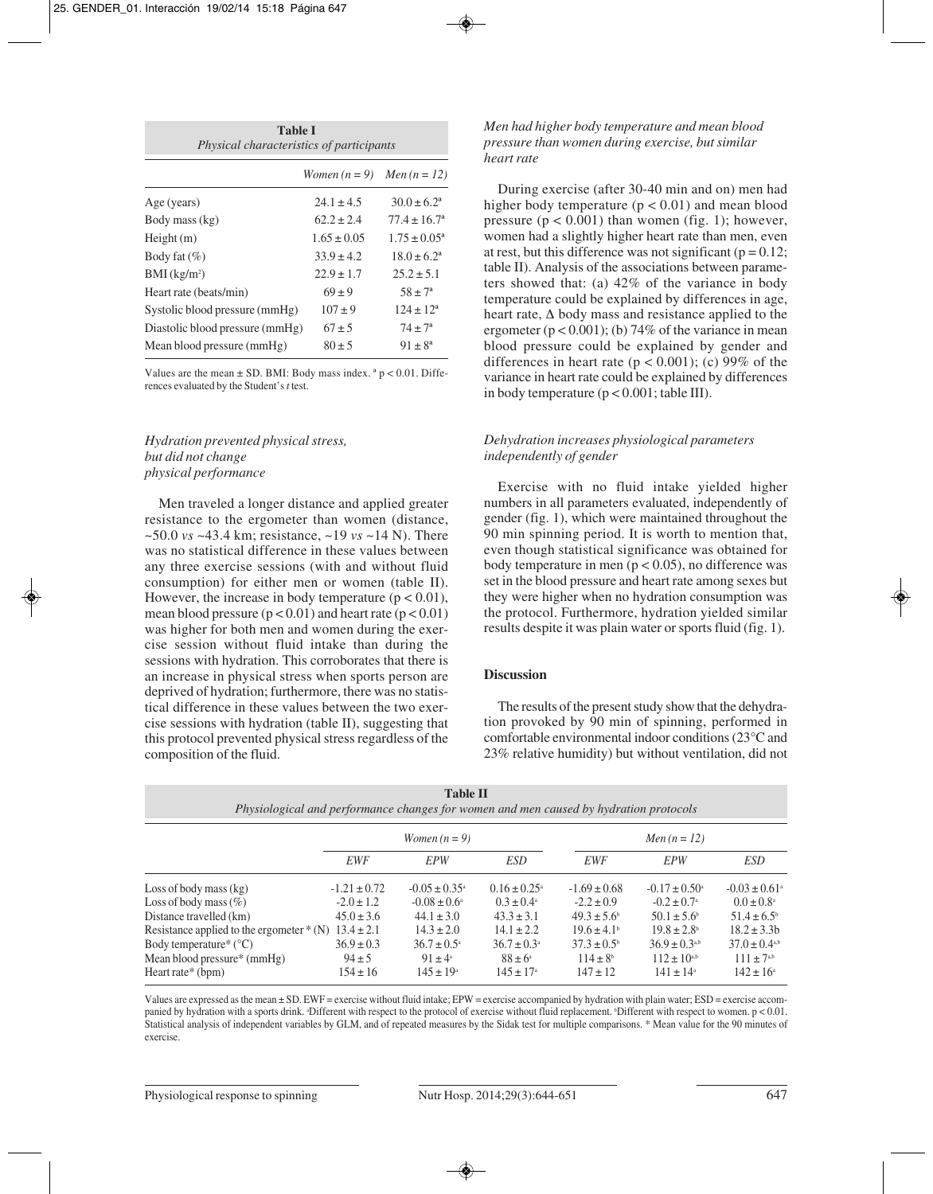**Table I**
*Physical characteristics of participants*

| | *Women (n = 9)* | *Men (n = 12)* |
|---|---|---|
| Age (years) | 24.1 ± 4.5 | 30.0 ± 6.2[a] |
| Body mass (kg) | 62.2 ± 2.4 | 77.4 ± 16.7[a] |
| Height (m) | 1.65 ± 0.05 | 1.75 ± 0.05[a] |
| Body fat (%) | 33.9 ± 4.2 | 18.0 ± 6.2[a] |
| BMI (kg/m$^2$) | 22.9 ± 1.7 | 25.2 ± 5.1 |
| Heart rate (beats/min) | 69 ± 9 | 58 ± 7[a] |
| Systolic blood pressure (mmHg) | 107 ± 9 | 124 ± 12[a] |
| Diastolic blood pressure (mmHg) | 67 ± 5 | 74 ± 7[a] |
| Mean blood pressure (mmHg) | 80 ± 5 | 91 ± 8[a] |

Values are the mean ± SD. BMI: Body mass index. [a] $p < 0.01$. Differences evaluated by the Student's *t* test.

### *Hydration prevented physical stress, but did not change physical performance*

Men traveled a longer distance and applied greater resistance to the ergometer than women (distance, ~50.0 *vs* ~43.4 km; resistance, ~19 *vs* ~14 N). There was no statistical difference in these values between any three exercise sessions (with and without fluid consumption) for either men or women (table II). However, the increase in body temperature ($p < 0.01$), mean blood pressure ($p < 0.01$) and heart rate ($p < 0.01$) was higher for both men and women during the exercise session without fluid intake than during the sessions with hydration. This corroborates that there is an increase in physical stress when sports person are deprived of hydration; furthermore, there was no statistical difference in these values between the two exercise sessions with hydration (table II), suggesting that this protocol prevented physical stress regardless of the composition of the fluid.

### *Men had higher body temperature and mean blood pressure than women during exercise, but similar heart rate*

During exercise (after 30-40 min and on) men had higher body temperature ($p < 0.01$) and mean blood pressure ($p < 0.001$) than women (fig. 1); however, women had a slightly higher heart rate than men, even at rest, but this difference was not significant ($p = 0.12$; table II). Analysis of the associations between parameters showed that: (a) 42% of the variance in body temperature could be explained by differences in age, heart rate, Δ body mass and resistance applied to the ergometer ($p < 0.001$); (b) 74% of the variance in mean blood pressure could be explained by gender and differences in heart rate ($p < 0.001$); (c) 99% of the variance in heart rate could be explained by differences in body temperature ($p < 0.001$; table III).

### *Dehydration increases physiological parameters independently of gender*

Exercise with no fluid intake yielded higher numbers in all parameters evaluated, independently of gender (fig. 1), which were maintained throughout the 90 min spinning period. It is worth to mention that, even though statistical significance was obtained for body temperature in men ($p < 0.05$), no difference was set in the blood pressure and heart rate among sexes but they were higher when no hydration consumption was the protocol. Furthermore, hydration yielded similar results despite it was plain water or sports fluid (fig. 1).

## Discussion

The results of the present study show that the dehydration provoked by 90 min of spinning, performed in comfortable environmental indoor conditions (23°C and 23% relative humidity) but without ventilation, did not

**Table II**
*Physiological and performance changes for women and men caused by hydration protocols*

| | *Women (n = 9)* | | | *Men (n = 12)* | | |
|---|---|---|---|---|---|---|
| | *EWF* | *EPW* | *ESD* | *EWF* | *EPW* | *ESD* |
| Loss of body mass (kg) | -1.21 ± 0.72 | -0.05 ± 0.35[a] | 0.16 ± 0.25[a] | -1.69 ± 0.68 | -0.17 ± 0.50[a] | -0.03 ± 0.61[a] |
| Loss of body mass (%) | -2.0 ± 1.2 | -0.08 ± 0.6[a] | 0.3 ± 0.4[a] | -2.2 ± 0.9 | -0.2 ± 0.7[a] | 0.0 ± 0.8[a] |
| Distance travelled (km) | 45.0 ± 3.6 | 44.1 ± 3.0 | 43.3 ± 3.1 | 49.3 ± 5.6[b] | 50.1 ± 5.6[b] | 51.4 ± 6.5[b] |
| Resistance applied to the ergometer * (N) | 13.4 ± 2.1 | 14.3 ± 2.0 | 14.1 ± 2.2 | 19.6 ± 4.1[b] | 19.8 ± 2.8[b] | 18.2 ± 3.3b |
| Body temperature* (°C) | 36.9 ± 0.3 | 36.7 ± 0.5[a] | 36.7 ± 0.3[a] | 37.3 ± 0.5[b] | 36.9 ± 0.3[a,b] | 37.0 ± 0.4[a,b] |
| Mean blood pressure* (mmHg) | 94 ± 5 | 91 ± 4[a] | 88 ± 6[a] | 114 ± 8[b] | 112 ± 10[a,b] | 111 ± 7[a,b] |
| Heart rate* (bpm) | 154 ± 16 | 145 ± 19[a] | 145 ± 17[a] | 147 ± 12 | 141 ± 14[a] | 142 ± 16[a] |

Values are expressed as the mean ± SD. EWF = exercise without fluid intake; EPW = exercise accompanied by hydration with plain water; ESD = exercise accompanied by hydration with a sports drink. [a]Different with respect to the protocol of exercise without fluid replacement. [b]Different with respect to women. $p < 0.01$. Statistical analysis of independent variables by GLM, and of repeated measures by the Sidak test for multiple comparisons. * Mean value for the 90 minutes of exercise.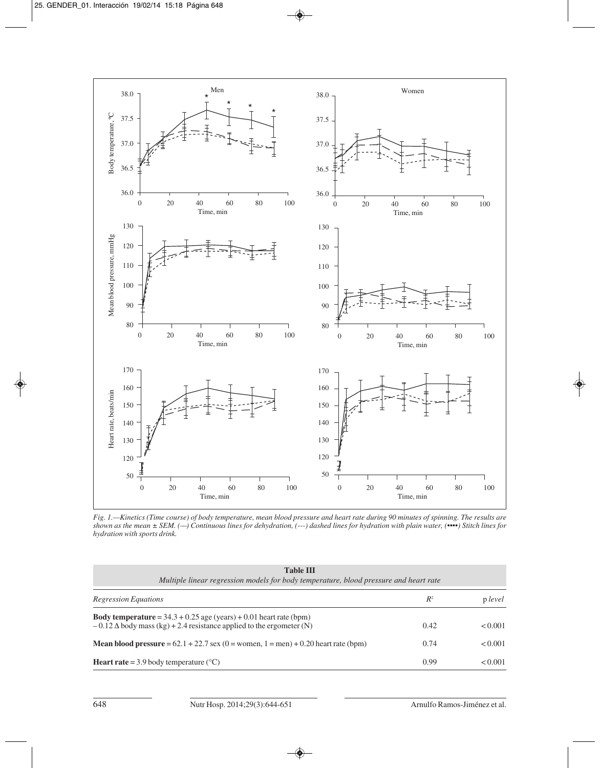*Fig. 1.—Kinetics (Time course) of body temperature, mean blood pressure and heart rate during 90 minutes of spinning. The results are shown as the mean ± SEM. (—) Continuous lines for dehydration, (---) dashed lines for hydration with plain water, (••••) Stitch lines for hydration with sports drink.*

**Table III**
*Multiple linear regression models for body temperature, blood pressure and heart rate*

| *Regression Equations* | $R^2$ | p *level* |
|---|---|---|
| **Body temperature** = 34.3 + 0.25 age (years) + 0.01 heart rate (bpm) – 0.12 Δ body mass (kg) + 2.4 resistance applied to the ergometer (N) | 0.42 | < 0.001 |
| **Mean blood pressure** = 62.1 + 22.7 sex (0 = women, 1 = men) + 0.20 heart rate (bpm) | 0.74 | < 0.001 |
| **Heart rate** = 3.9 body temperature (°C) | 0.99 | < 0.001 |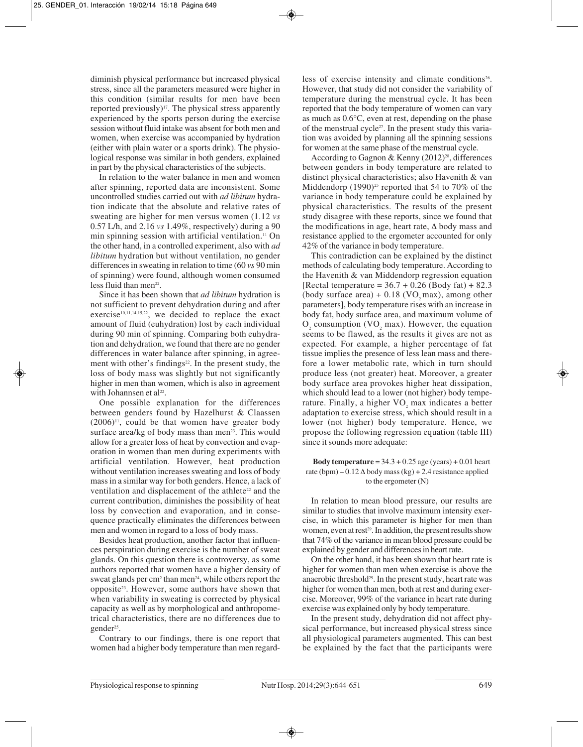diminish physical performance but increased physical stress, since all the parameters measured were higher in this condition (similar results for men have been reported previously)[17]. The physical stress apparently experienced by the sports person during the exercise session without fluid intake was absent for both men and women, when exercise was accompanied by hydration (either with plain water or a sports drink). The physiological response was similar in both genders, explained in part by the physical characteristics of the subjects.

In relation to the water balance in men and women after spinning, reported data are inconsistent. Some uncontrolled studies carried out with *ad libitum* hydration indicate that the absolute and relative rates of sweating are higher for men versus women (1.12 *vs* 0.57 L/h, and 2.16 *vs* 1.49%, respectively) during a 90 min spinning session with artificial ventilation.[11] On the other hand, in a controlled experiment, also with *ad libitum* hydration but without ventilation, no gender differences in sweating in relation to time (60 *vs* 90 min of spinning) were found, although women consumed less fluid than men[22].

Since it has been shown that *ad libitum* hydration is not sufficient to prevent dehydration during and after exercise[10,11,14,15,22], we decided to replace the exact amount of fluid (euhydration) lost by each individual during 90 min of spinning. Comparing both euhydration and dehydration, we found that there are no gender differences in water balance after spinning, in agreement with other's findings[22]. In the present study, the loss of body mass was slightly but not significantly higher in men than women, which is also in agreement with Johannsen et al[22].

One possible explanation for the differences between genders found by Hazelhurst & Claassen (2006)[11], could be that women have greater body surface area/kg of body mass than men[23]. This would allow for a greater loss of heat by convection and evaporation in women than men during experiments with artificial ventilation. However, heat production without ventilation increases sweating and loss of body mass in a similar way for both genders. Hence, a lack of ventilation and displacement of the athlete[22] and the current contribution, diminishes the possibility of heat loss by convection and evaporation, and in consequence practically eliminates the differences between men and women in regard to a loss of body mass.

Besides heat production, another factor that influences perspiration during exercise is the number of sweat glands. On this question there is controversy, as some authors reported that women have a higher density of sweat glands per $cm^2$ than men[24], while others report the opposite[23]. However, some authors have shown that when variability in sweating is corrected by physical capacity as well as by morphological and anthropometrical characteristics, there are no differences due to gender[25].

Contrary to our findings, there is one report that women had a higher body temperature than men regardless of exercise intensity and climate conditions[26]. However, that study did not consider the variability of temperature during the menstrual cycle. It has been reported that the body temperature of women can vary as much as 0.6°C, even at rest, depending on the phase of the menstrual cycle[27]. In the present study this variation was avoided by planning all the spinning sessions for women at the same phase of the menstrual cycle.

According to Gagnon & Kenny (2012)[28], differences between genders in body temperature are related to distinct physical characteristics; also Havenith & van Middendorp (1990)[25] reported that 54 to 70% of the variance in body temperature could be explained by physical characteristics. The results of the present study disagree with these reports, since we found that the modifications in age, heart rate, Δ body mass and resistance applied to the ergometer accounted for only 42% of the variance in body temperature.

This contradiction can be explained by the distinct methods of calculating body temperature. According to the Havenith & van Middendorp regression equation [Rectal temperature = 36.7 + 0.26 (Body fat) + 82.3 (body surface area) + 0.18 ($VO_2$ max), among other parameters], body temperature rises with an increase in body fat, body surface area, and maximum volume of $O_2$ consumption ($VO_2$ max). However, the equation seems to be flawed, as the results it gives are not as expected. For example, a higher percentage of fat tissue implies the presence of less lean mass and therefore a lower metabolic rate, which in turn should produce less (not greater) heat. Moreover, a greater body surface area provokes higher heat dissipation, which should lead to a lower (not higher) body temperature. Finally, a higher $VO_2$ max indicates a better adaptation to exercise stress, which should result in a lower (not higher) body temperature. Hence, we propose the following regression equation (table III) since it sounds more adequate:

**Body temperature** = 34.3 + 0.25 age (years) + 0.01 heart rate (bpm) – 0.12 Δ body mass (kg) + 2.4 resistance applied to the ergometer (N)

In relation to mean blood pressure, our results are similar to studies that involve maximum intensity exercise, in which this parameter is higher for men than women, even at rest[29]. In addition, the present results show that 74% of the variance in mean blood pressure could be explained by gender and differences in heart rate.

On the other hand, it has been shown that heart rate is higher for women than men when exercise is above the anaerobic threshold[29]. In the present study, heart rate was higher for women than men, both at rest and during exercise. Moreover, 99% of the variance in heart rate during exercise was explained only by body temperature.

In the present study, dehydration did not affect physical performance, but increased physical stress since all physiological parameters augmented. This can best be explained by the fact that the participants were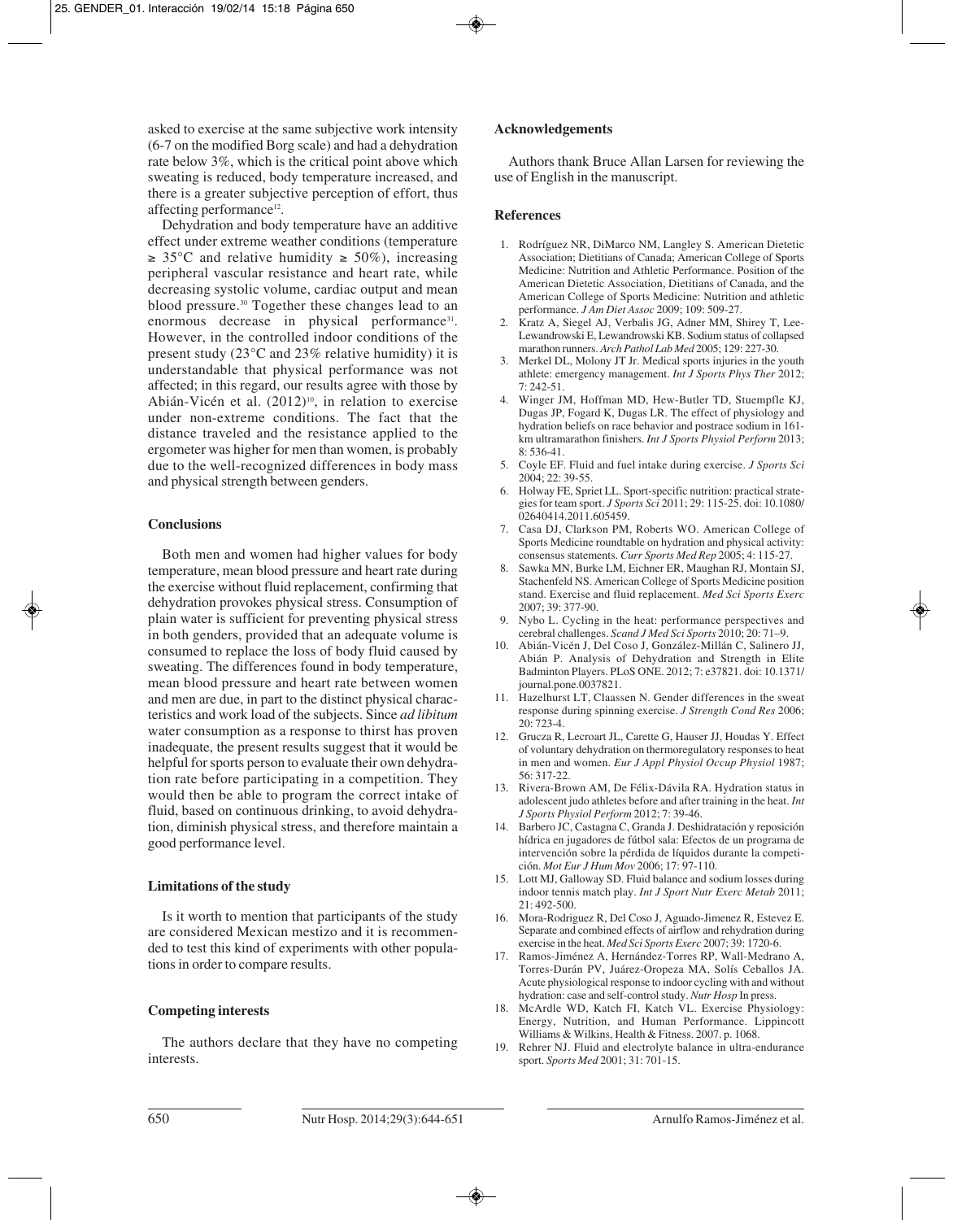asked to exercise at the same subjective work intensity (6-7 on the modified Borg scale) and had a dehydration rate below 3%, which is the critical point above which sweating is reduced, body temperature increased, and there is a greater subjective perception of effort, thus affecting performance[12].

Dehydration and body temperature have an additive effect under extreme weather conditions (temperature ≥ 35°C and relative humidity ≥ 50%), increasing peripheral vascular resistance and heart rate, while decreasing systolic volume, cardiac output and mean blood pressure.[30] Together these changes lead to an enormous decrease in physical performance[31]. However, in the controlled indoor conditions of the present study (23°C and 23% relative humidity) it is understandable that physical performance was not affected; in this regard, our results agree with those by Abián-Vicén et al. (2012)[10], in relation to exercise under non-extreme conditions. The fact that the distance traveled and the resistance applied to the ergometer was higher for men than women, is probably due to the well-recognized differences in body mass and physical strength between genders.

## Conclusions

Both men and women had higher values for body temperature, mean blood pressure and heart rate during the exercise without fluid replacement, confirming that dehydration provokes physical stress. Consumption of plain water is sufficient for preventing physical stress in both genders, provided that an adequate volume is consumed to replace the loss of body fluid caused by sweating. The differences found in body temperature, mean blood pressure and heart rate between women and men are due, in part to the distinct physical characteristics and work load of the subjects. Since *ad libitum* water consumption as a response to thirst has proven inadequate, the present results suggest that it would be helpful for sports person to evaluate their own dehydration rate before participating in a competition. They would then be able to program the correct intake of fluid, based on continuous drinking, to avoid dehydration, diminish physical stress, and therefore maintain a good performance level.

## Limitations of the study

Is it worth to mention that participants of the study are considered Mexican mestizo and it is recommended to test this kind of experiments with other populations in order to compare results.

## Competing interests

The authors declare that they have no competing interests.

## Acknowledgements

Authors thank Bruce Allan Larsen for reviewing the use of English in the manuscript.

## References

1. Rodríguez NR, DiMarco NM, Langley S. American Dietetic Association; Dietitians of Canada; American College of Sports Medicine: Nutrition and Athletic Performance. Position of the American Dietetic Association, Dietitians of Canada, and the American College of Sports Medicine: Nutrition and athletic performance. *J Am Diet Assoc* 2009; 109: 509-27.
2. Kratz A, Siegel AJ, Verbalis JG, Adner MM, Shirey T, Lee-Lewandrowski E, Lewandrowski KB. Sodium status of collapsed marathon runners. *Arch Pathol Lab Med* 2005; 129: 227-30.
3. Merkel DL, Molony JT Jr. Medical sports injuries in the youth athlete: emergency management. *Int J Sports Phys Ther* 2012; 7: 242-51.
4. Winger JM, Hoffman MD, Hew-Butler TD, Stuempfle KJ, Dugas JP, Fogard K, Dugas LR. The effect of physiology and hydration beliefs on race behavior and postrace sodium in 161-km ultramarathon finishers. *Int J Sports Physiol Perform* 2013; 8: 536-41.
5. Coyle EF. Fluid and fuel intake during exercise. *J Sports Sci* 2004; 22: 39-55.
6. Holway FE, Spriet LL. Sport-specific nutrition: practical strategies for team sport. *J Sports Sci* 2011; 29: 115-25. doi: 10.1080/02640414.2011.605459.
7. Casa DJ, Clarkson PM, Roberts WO. American College of Sports Medicine roundtable on hydration and physical activity: consensus statements. *Curr Sports Med Rep* 2005; 4: 115-27.
8. Sawka MN, Burke LM, Eichner ER, Maughan RJ, Montain SJ, Stachenfeld NS. American College of Sports Medicine position stand. Exercise and fluid replacement. *Med Sci Sports Exerc* 2007; 39: 377-90.
9. Nybo L. Cycling in the heat: performance perspectives and cerebral challenges. *Scand J Med Sci Sports* 2010; 20: 71–9.
10. Abián-Vicén J, Del Coso J, González-Millán C, Salinero JJ, Abián P. Analysis of Dehydration and Strength in Elite Badminton Players. PLoS ONE. 2012; 7: e37821. doi: 10.1371/journal.pone.0037821.
11. Hazelhurst LT, Claassen N. Gender differences in the sweat response during spinning exercise. *J Strength Cond Res* 2006; 20: 723-4.
12. Grucza R, Lecroart JL, Carette G, Hauser JJ, Houdas Y. Effect of voluntary dehydration on thermoregulatory responses to heat in men and women. *Eur J Appl Physiol Occup Physiol* 1987; 56: 317-22.
13. Rivera-Brown AM, De Félix-Dávila RA. Hydration status in adolescent judo athletes before and after training in the heat. *Int J Sports Physiol Perform* 2012; 7: 39-46.
14. Barbero JC, Castagna C, Granda J. Deshidratación y reposición hídrica en jugadores de fútbol sala: Efectos de un programa de intervención sobre la pérdida de líquidos durante la competición. *Mot Eur J Hum Mov* 2006; 17: 97-110.
15. Lott MJ, Galloway SD. Fluid balance and sodium losses during indoor tennis match play. *Int J Sport Nutr Exerc Metab* 2011; 21: 492-500.
16. Mora-Rodriguez R, Del Coso J, Aguado-Jimenez R, Estevez E. Separate and combined effects of airflow and rehydration during exercise in the heat. *Med Sci Sports Exerc* 2007; 39: 1720-6.
17. Ramos-Jiménez A, Hernández-Torres RP, Wall-Medrano A, Torres-Durán PV, Juárez-Oropeza MA, Solís Ceballos JA. Acute physiological response to indoor cycling with and without hydration: case and self-control study. *Nutr Hosp* In press.
18. McArdle WD, Katch FI, Katch VL. Exercise Physiology: Energy, Nutrition, and Human Performance. Lippincott Williams & Wilkins, Health & Fitness. 2007. p. 1068.
19. Rehrer NJ. Fluid and electrolyte balance in ultra-endurance sport. *Sports Med* 2001; 31: 701-15.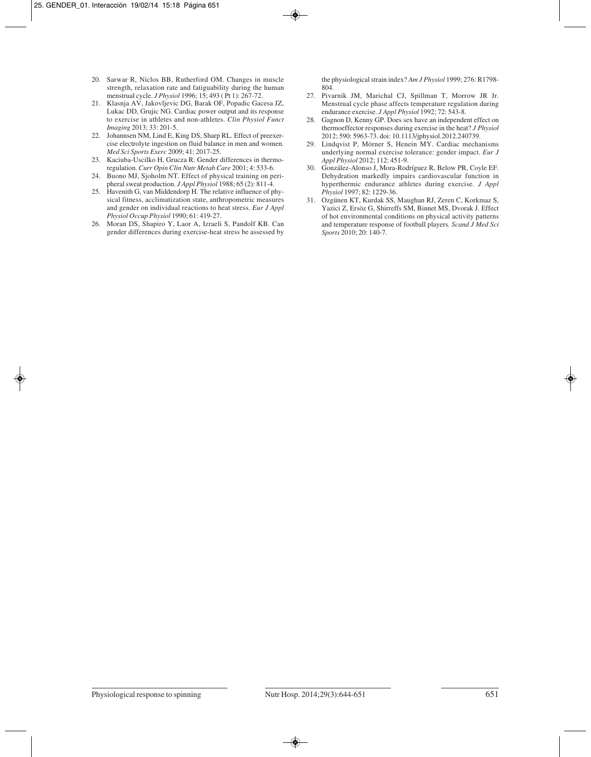20. Sarwar R, Niclos BB, Rutherford OM. Changes in muscle strength, relaxation rate and fatiguability during the human menstrual cycle. *J Physiol* 1996; 15; 493 ( Pt 1): 267-72.
21. Klasnja AV, Jakovljevic DG, Barak OF, Popadic Gacesa JZ, Lukac DD, Grujic NG. Cardiac power output and its response to exercise in athletes and non-athletes. *Clin Physiol Funct Imaging* 2013; 33: 201-5.
22. Johannsen NM, Lind E, King DS, Sharp RL. Effect of preexercise electrolyte ingestion on fluid balance in men and women. *Med Sci Sports Exerc* 2009; 41: 2017-25.
23. Kaciuba-Uscilko H, Grucza R. Gender differences in thermoregulation. *Curr Opin Clin Nutr Metab Care* 2001; 4: 533-6.
24. Buono MJ, Sjoholm NT. Effect of physical training on peripheral sweat production. *J Appl Physiol* 1988; 65 (2): 811-4.
25. Havenith G, van Middendorp H. The relative influence of physical fitness, acclimatization state, anthropometric measures and gender on individual reactions to heat stress. *Eur J Appl Physiol Occup Physiol* 1990; 61: 419-27.
26. Moran DS, Shapiro Y, Laor A, Izraeli S, Pandolf KB. Can gender differences during exercise-heat stress be assessed by the physiological strain index? *Am J Physiol* 1999; 276: R1798-804.
27. Pivarnik JM, Marichal CJ, Spillman T, Morrow JR Jr. Menstrual cycle phase affects temperature regulation during endurance exercise. *J Appl Physiol* 1992; 72: 543-8.
28. Gagnon D, Kenny GP. Does sex have an independent effect on thermoeffector responses during exercise in the heat? *J Physiol* 2012; 590: 5963-73. doi: 10.1113/jphysiol.2012.240739.
29. Lindqvist P, Mörner S, Henein MY. Cardiac mechanisms underlying normal exercise tolerance: gender impact. *Eur J Appl Physiol* 2012; 112: 451-9.
30. González-Alonso J, Mora-Rodríguez R, Below PR, Coyle EF. Dehydration markedly impairs cardiovascular function in hyperthermic endurance athletes during exercise. *J Appl Physiol* 1997; 82: 1229-36.
31. Ozgünen KT, Kurdak SS, Maughan RJ, Zeren C, Korkmaz S, Yazici Z, Ersöz G, Shirreffs SM, Binnet MS, Dvorak J. Effect of hot environmental conditions on physical activity patterns and temperature response of football players. *Scand J Med Sci Sports* 2010; 20: 140-7.